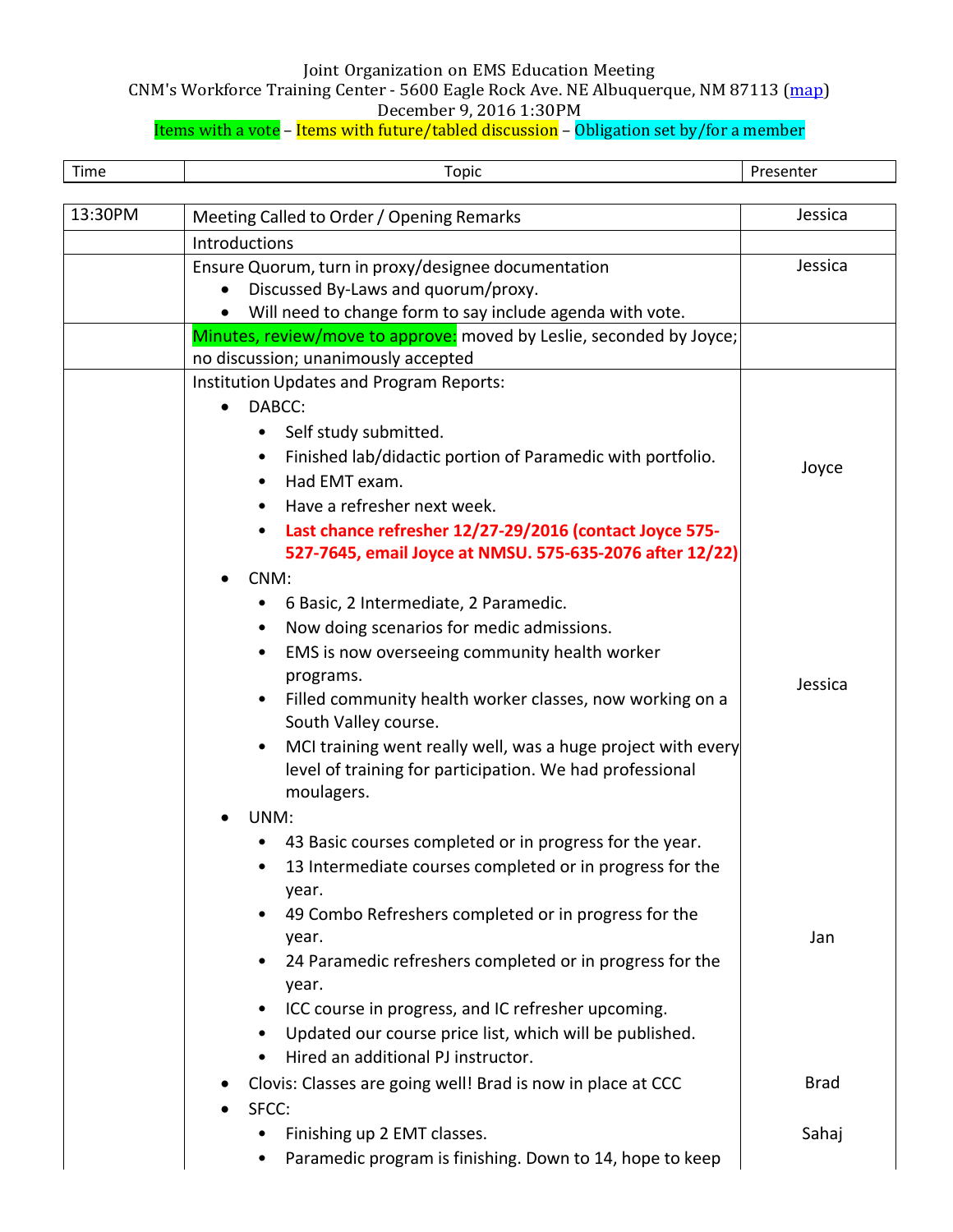Joint Organization on EMS Education Meeting

CNM's Workforce Training Center - 5600 Eagle Rock Ave. NE Albuquerque, NM 87113 (map)

December 9, 2016 1:30PM

Items with a vote – Items with future/tabled discussion – Obligation set by/for a member

| Time | Topic | Presenter |
|---|---|---|
| 13:30PM | Meeting Called to Order / Opening Remarks | Jessica |
| | Introductions | |
| | Ensure Quorum, turn in proxy/designee documentation<br>• Discussed By-Laws and quorum/proxy.<br>• Will need to change form to say include agenda with vote. | Jessica |
| | Minutes, review/move to approve: moved by Leslie, seconded by Joyce; no discussion; unanimously accepted | |
| | Institution Updates and Program Reports: | |
| | • DABCC:<br>  ◦ Self study submitted.<br>  ◦ Finished lab/didactic portion of Paramedic with portfolio.<br>  ◦ Had EMT exam.<br>  ◦ Have a refresher next week.<br>  ◦ **Last chance refresher 12/27-29/2016 (contact Joyce 575-527-7645, email Joyce at NMSU. 575-635-2076 after 12/22)** | Joyce |
| | • CNM:<br>  ◦ 6 Basic, 2 Intermediate, 2 Paramedic.<br>  ◦ Now doing scenarios for medic admissions.<br>  ◦ EMS is now overseeing community health worker programs.<br>  ◦ Filled community health worker classes, now working on a South Valley course.<br>  ◦ MCI training went really well, was a huge project with every level of training for participation. We had professional moulagers. | Jessica |
| | • UNM:<br>  ◦ 43 Basic courses completed or in progress for the year.<br>  ◦ 13 Intermediate courses completed or in progress for the year.<br>  ◦ 49 Combo Refreshers completed or in progress for the year.<br>  ◦ 24 Paramedic refreshers completed or in progress for the year.<br>  ◦ ICC course in progress, and IC refresher upcoming.<br>  ◦ Updated our course price list, which will be published.<br>  ◦ Hired an additional PJ instructor. | Jan |
| | • Clovis: Classes are going well! Brad is now in place at CCC | Brad |
| | • SFCC:<br>  ◦ Finishing up 2 EMT classes.<br>  ◦ Paramedic program is finishing. Down to 14, hope to keep | Sahaj |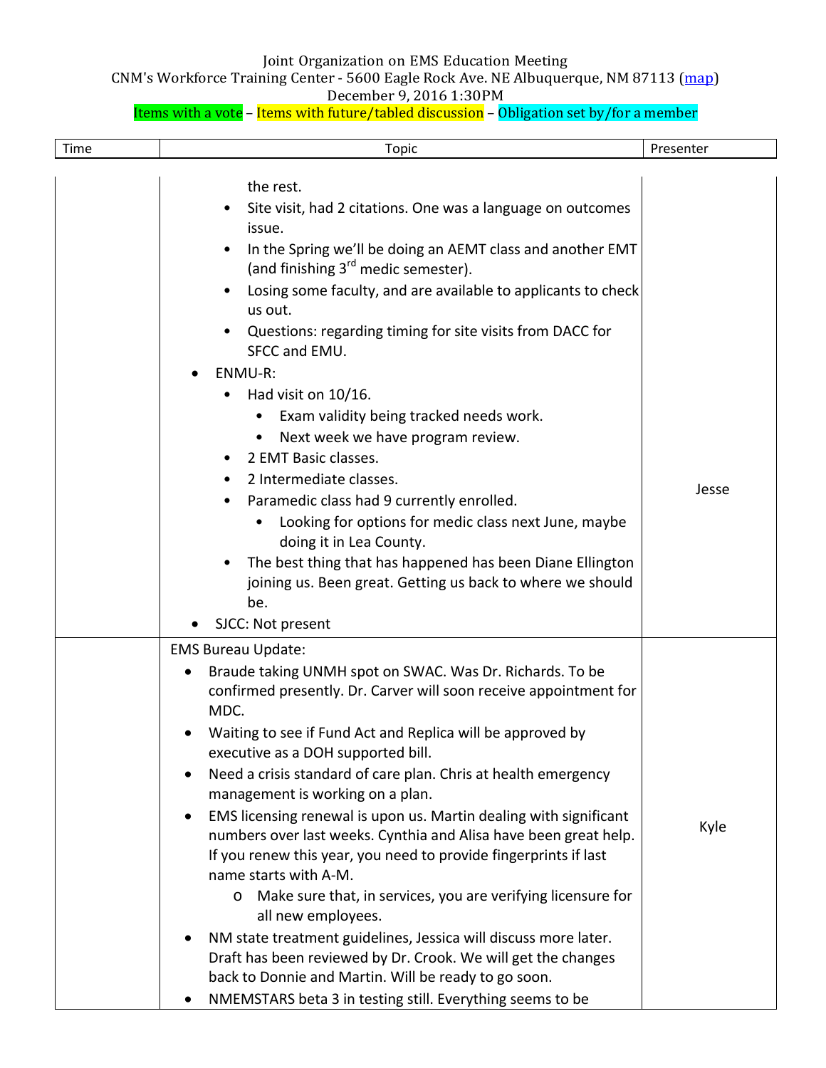Joint Organization on EMS Education Meeting
CNM's Workforce Training Center - 5600 Eagle Rock Ave. NE Albuquerque, NM 87113 (map)
December 9, 2016 1:30PM
Items with a vote – Items with future/tabled discussion – Obligation set by/for a member

| Time | Topic | Presenter |
|---|---|---|
| | the rest.<br>• Site visit, had 2 citations. One was a language on outcomes issue.<br>• In the Spring we'll be doing an AEMT class and another EMT (and finishing 3rd medic semester).<br>• Losing some faculty, and are available to applicants to check us out.<br>• Questions: regarding timing for site visits from DACC for SFCC and EMU.<br>• ENMU-R:<br>  • Had visit on 10/16.<br>    • Exam validity being tracked needs work.<br>    • Next week we have program review.<br>  • 2 EMT Basic classes.<br>  • 2 Intermediate classes.<br>  • Paramedic class had 9 currently enrolled.<br>    • Looking for options for medic class next June, maybe doing it in Lea County.<br>  • The best thing that has happened has been Diane Ellington joining us. Been great. Getting us back to where we should be.<br>• SJCC: Not present | Jesse |
| | EMS Bureau Update:<br>• Braude taking UNMH spot on SWAC. Was Dr. Richards. To be confirmed presently. Dr. Carver will soon receive appointment for MDC.<br>• Waiting to see if Fund Act and Replica will be approved by executive as a DOH supported bill.<br>• Need a crisis standard of care plan. Chris at health emergency management is working on a plan.<br>• EMS licensing renewal is upon us. Martin dealing with significant numbers over last weeks. Cynthia and Alisa have been great help. If you renew this year, you need to provide fingerprints if last name starts with A-M.<br>  o Make sure that, in services, you are verifying licensure for all new employees.<br>• NM state treatment guidelines, Jessica will discuss more later. Draft has been reviewed by Dr. Crook. We will get the changes back to Donnie and Martin. Will be ready to go soon.<br>• NMEMSTARS beta 3 in testing still. Everything seems to be | Kyle |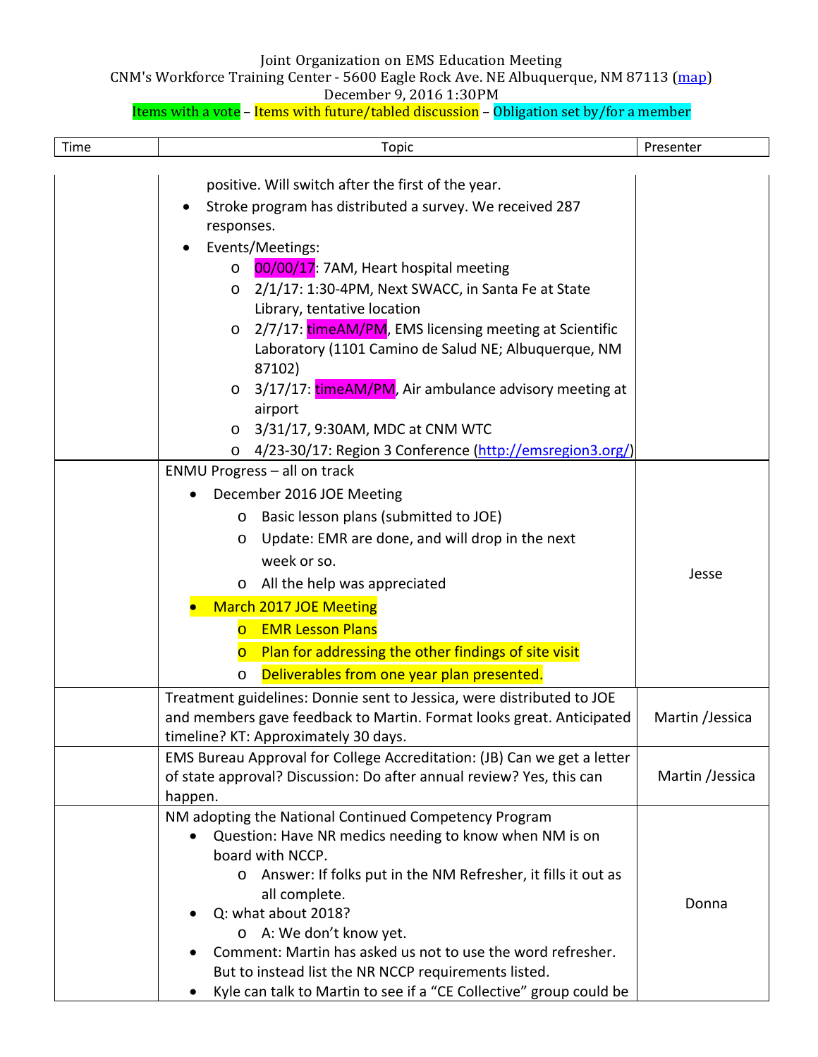Joint Organization on EMS Education Meeting
CNM's Workforce Training Center - 5600 Eagle Rock Ave. NE Albuquerque, NM 87113 ([map](map))
December 9, 2016 1:30PM
Items with a vote – Items with future/tabled discussion – Obligation set by/for a member

| Time | Topic | Presenter |
|---|---|---|
| | positive. Will switch after the first of the year.<br>• Stroke program has distributed a survey. We received 287 responses.<br>• Events/Meetings:<br>  o 00/00/17: 7AM, Heart hospital meeting<br>  o 2/1/17: 1:30-4PM, Next SWACC, in Santa Fe at State Library, tentative location<br>  o 2/7/17: timeAM/PM, EMS licensing meeting at Scientific Laboratory (1101 Camino de Salud NE; Albuquerque, NM 87102)<br>  o 3/17/17: timeAM/PM, Air ambulance advisory meeting at airport<br>  o 3/31/17, 9:30AM, MDC at CNM WTC<br>  o 4/23-30/17: Region 3 Conference (http://emsregion3.org/) | |
| | ENMU Progress – all on track<br>• December 2016 JOE Meeting<br>  o Basic lesson plans (submitted to JOE)<br>  o Update: EMR are done, and will drop in the next week or so.<br>  o All the help was appreciated<br>• March 2017 JOE Meeting<br>  o EMR Lesson Plans<br>  o Plan for addressing the other findings of site visit<br>  o Deliverables from one year plan presented. | Jesse |
| | Treatment guidelines: Donnie sent to Jessica, were distributed to JOE and members gave feedback to Martin. Format looks great. Anticipated timeline? KT: Approximately 30 days. | Martin /Jessica |
| | EMS Bureau Approval for College Accreditation: (JB) Can we get a letter of state approval? Discussion: Do after annual review? Yes, this can happen. | Martin /Jessica |
| | NM adopting the National Continued Competency Program<br>• Question: Have NR medics needing to know when NM is on board with NCCP.<br>  o Answer: If folks put in the NM Refresher, it fills it out as all complete.<br>• Q: what about 2018?<br>  o A: We don't know yet.<br>• Comment: Martin has asked us not to use the word refresher. But to instead list the NR NCCP requirements listed.<br>• Kyle can talk to Martin to see if a "CE Collective" group could be | Donna |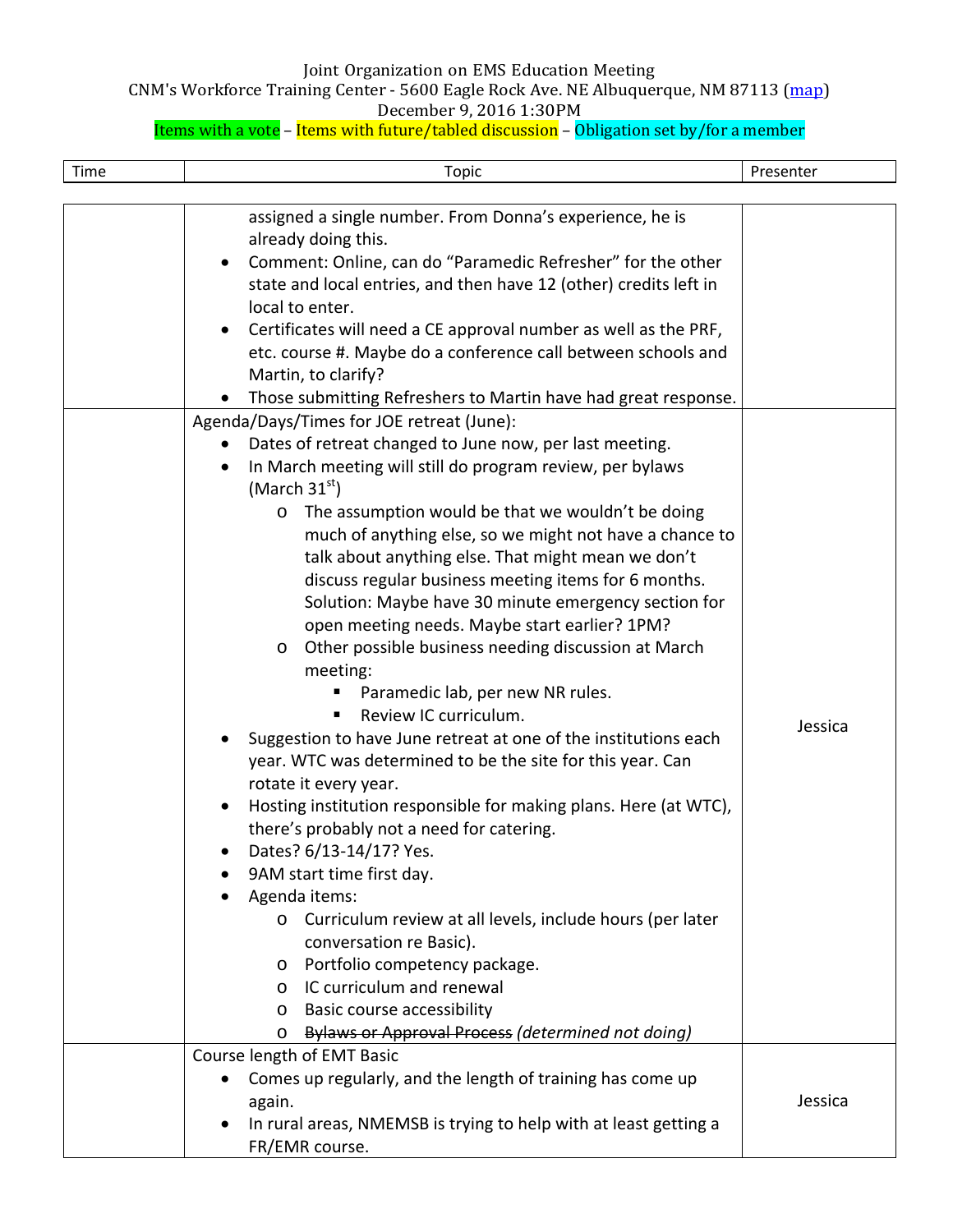Joint Organization on EMS Education Meeting
CNM's Workforce Training Center - 5600 Eagle Rock Ave. NE Albuquerque, NM 87113 (map)
December 9, 2016 1:30PM
Items with a vote – Items with future/tabled discussion – Obligation set by/for a member

| Time | Topic | Presenter |
|---|---|---|
| | assigned a single number. From Donna's experience, he is already doing this.<br>• Comment: Online, can do "Paramedic Refresher" for the other state and local entries, and then have 12 (other) credits left in local to enter.<br>• Certificates will need a CE approval number as well as the PRF, etc. course #. Maybe do a conference call between schools and Martin, to clarify?<br>• Those submitting Refreshers to Martin have had great response. | |
| | Agenda/Days/Times for JOE retreat (June):<br>• Dates of retreat changed to June now, per last meeting.<br>• In March meeting will still do program review, per bylaws (March 31st)<br>&nbsp;&nbsp;o The assumption would be that we wouldn't be doing much of anything else, so we might not have a chance to talk about anything else. That might mean we don't discuss regular business meeting items for 6 months. Solution: Maybe have 30 minute emergency section for open meeting needs. Maybe start earlier? 1PM?<br>&nbsp;&nbsp;o Other possible business needing discussion at March meeting:<br>&nbsp;&nbsp;&nbsp;&nbsp;▪ Paramedic lab, per new NR rules.<br>&nbsp;&nbsp;&nbsp;&nbsp;▪ Review IC curriculum.<br>• Suggestion to have June retreat at one of the institutions each year. WTC was determined to be the site for this year. Can rotate it every year.<br>• Hosting institution responsible for making plans. Here (at WTC), there's probably not a need for catering.<br>• Dates? 6/13-14/17? Yes.<br>• 9AM start time first day.<br>• Agenda items:<br>&nbsp;&nbsp;o Curriculum review at all levels, include hours (per later conversation re Basic).<br>&nbsp;&nbsp;o Portfolio competency package.<br>&nbsp;&nbsp;o IC curriculum and renewal<br>&nbsp;&nbsp;o Basic course accessibility<br>&nbsp;&nbsp;o ~~Bylaws or Approval Process~~ *(determined not doing)* | Jessica |
| | Course length of EMT Basic<br>• Comes up regularly, and the length of training has come up again.<br>• In rural areas, NMEMSB is trying to help with at least getting a FR/EMR course. | Jessica |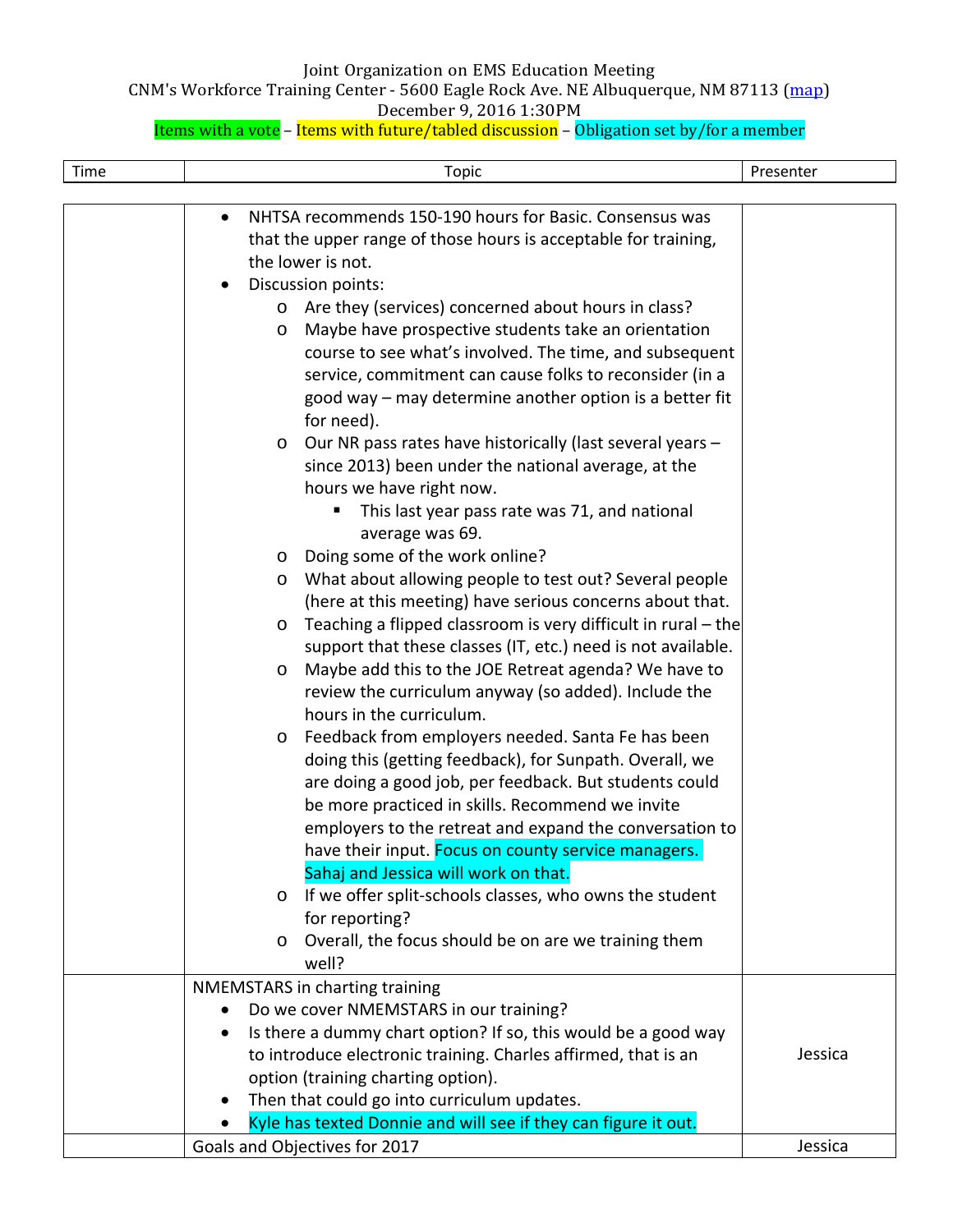Joint Organization on EMS Education Meeting
CNM's Workforce Training Center - 5600 Eagle Rock Ave. NE Albuquerque, NM 87113 (map)
December 9, 2016 1:30PM
Items with a vote – Items with future/tabled discussion – Obligation set by/for a member

| Time | Topic | Presenter |
|---|---|---|
| | • NHTSA recommends 150-190 hours for Basic. Consensus was that the upper range of those hours is acceptable for training, the lower is not.<br>• Discussion points:<br>  o Are they (services) concerned about hours in class?<br>  o Maybe have prospective students take an orientation course to see what's involved. The time, and subsequent service, commitment can cause folks to reconsider (in a good way – may determine another option is a better fit for need).<br>  o Our NR pass rates have historically (last several years – since 2013) been under the national average, at the hours we have right now.<br>    ▪ This last year pass rate was 71, and national average was 69.<br>  o Doing some of the work online?<br>  o What about allowing people to test out? Several people (here at this meeting) have serious concerns about that.<br>  o Teaching a flipped classroom is very difficult in rural – the support that these classes (IT, etc.) need is not available.<br>  o Maybe add this to the JOE Retreat agenda? We have to review the curriculum anyway (so added). Include the hours in the curriculum.<br>  o Feedback from employers needed. Santa Fe has been doing this (getting feedback), for Sunpath. Overall, we are doing a good job, per feedback. But students could be more practiced in skills. Recommend we invite employers to the retreat and expand the conversation to have their input. Focus on county service managers. Sahaj and Jessica will work on that.<br>  o If we offer split-schools classes, who owns the student for reporting?<br>  o Overall, the focus should be on are we training them well? | |
| | NMEMSTARS in charting training<br>• Do we cover NMEMSTARS in our training?<br>• Is there a dummy chart option? If so, this would be a good way to introduce electronic training. Charles affirmed, that is an option (training charting option).<br>• Then that could go into curriculum updates.<br>• Kyle has texted Donnie and will see if they can figure it out. | Jessica |
| | Goals and Objectives for 2017 | Jessica |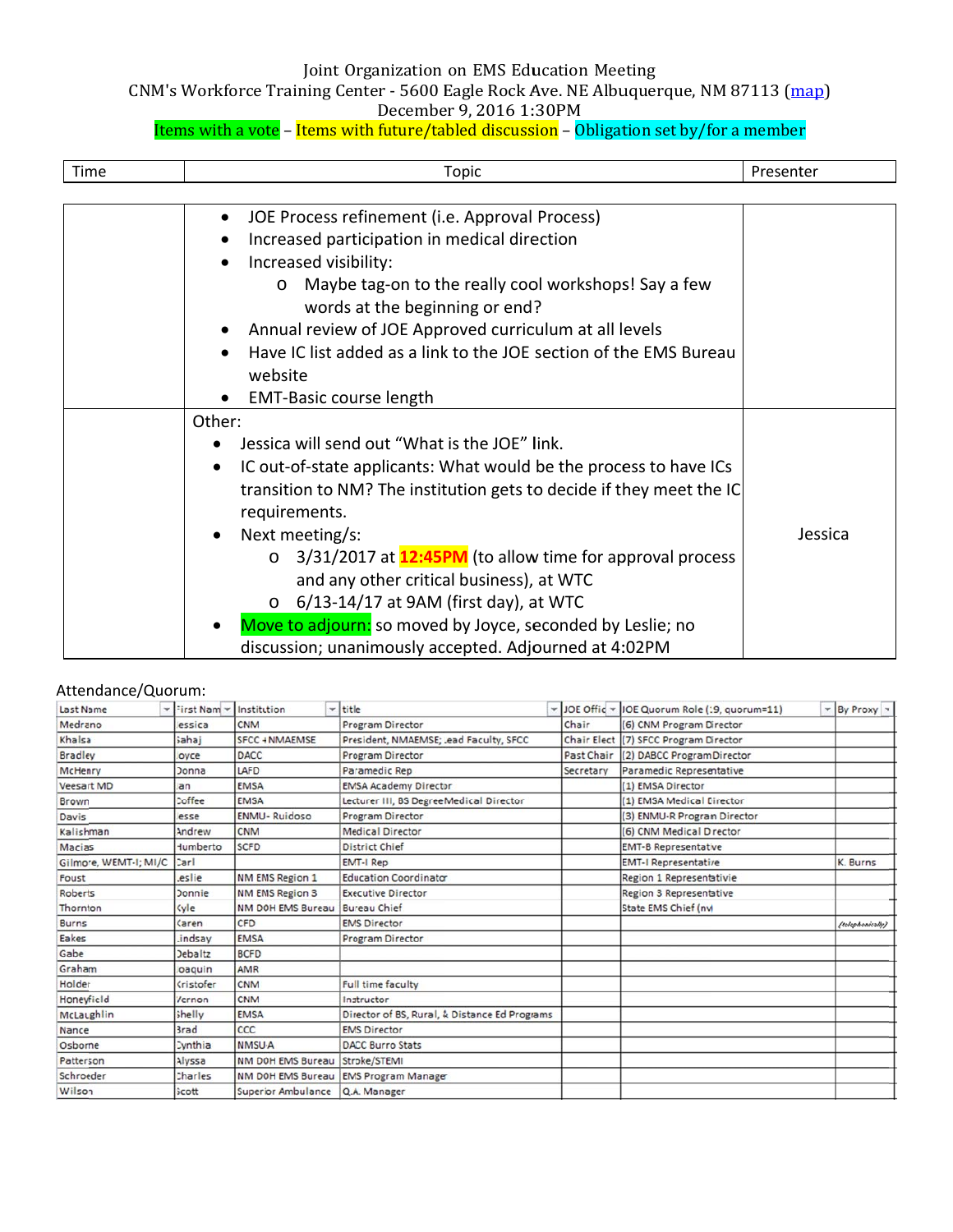Joint Organization on EMS Education Meeting
CNM's Workforce Training Center - 5600 Eagle Rock Ave. NE Albuquerque, NM 87113 (map)
December 9, 2016 1:30PM
Items with a vote – Items with future/tabled discussion – Obligation set by/for a member

| Time | Topic | Presenter |
|---|---|---|
| | • JOE Process refinement (i.e. Approval Process)<br>• Increased participation in medical direction<br>• Increased visibility:<br>  o Maybe tag-on to the really cool workshops! Say a few words at the beginning or end?<br>• Annual review of JOE Approved curriculum at all levels<br>• Have IC list added as a link to the JOE section of the EMS Bureau website<br>• EMT-Basic course length | |
| | Other:<br>• Jessica will send out "What is the JOE" link.<br>• IC out-of-state applicants: What would be the process to have ICs transition to NM? The institution gets to decide if they meet the IC requirements.<br>• Next meeting/s:<br>  o 3/31/2017 at 12:45PM (to allow time for approval process and any other critical business), at WTC<br>  o 6/13-14/17 at 9AM (first day), at WTC<br>• Move to adjourn: so moved by Joyce, seconded by Leslie; no discussion; unanimously accepted. Adjourned at 4:02PM | Jessica |

Attendance/Quorum:

| Last Name | First Name | Institution | title | JOE Office | JOE Quorum Role (19, quorum=11) | By Proxy |
|---|---|---|---|---|---|---|
| Medrano | Jessica | CNM | Program Director | Chair | (6) CNM Program Director | |
| Khalsa | Sahaj | SFCC+NMAEMSE | President, NMAEMSE; Lead Faculty, SFCC | Chair Elect | (7) SFCC Program Director | |
| Bradley | Joyce | DACC | Program Director | Past Chair | (2) DABCC Program Director | |
| McHenry | Donna | LAFD | Paramedic Rep | Secretary | Paramedic Representative | |
| Veesart MD | Ian | EMSA | EMSA Academy Director | | (1) EMSA Director | |
| Brown | Coffee | EMSA | Lecturer III, BS Degree Medical Director | | (1) EMSA Medical Director | |
| Davis | Jesse | ENMU- Ruidoso | Program Director | | (3) ENMU-R Program Director | |
| Kalishman | Andrew | CNM | Medical Director | | (6) CNM Medical Director | |
| Macias | Humberto | SCFD | District Chief | | EMT-B Representative | |
| Gilmore, WEMT-I; MI/C | Carl | | EMT-I Rep | | EMT-I Representative | K. Burns |
| Foust | Leslie | NM EMS Region 1 | Education Coordinator | | Region 1 Representative | |
| Roberts | Donnie | NM EMS Region 3 | Executive Director | | Region 3 Representative | |
| Thornton | Kyle | NM DOH EMS Bureau | Bureau Chief | | State EMS Chief (nv) | |
| Burns | Karen | CFD | EMS Director | | | (telephonically) |
| Eakes | Lindsay | EMSA | Program Director | | | |
| Gabe | Debaltz | BCFD | | | | |
| Graham | Joaquin | AMR | | | | |
| Holder | Kristofer | CNM | Full time faculty | | | |
| Honeyfield | Vernon | CNM | Instructor | | | |
| McLaughlin | Shelly | EMSA | Director of BS, Rural, & Distance Ed Programs | | | |
| Nance | Brad | CCC | EMS Director | | | |
| Osborne | Cynthia | NMSUA | DACC Burro Stats | | | |
| Patterson | Alyssa | NM DOH EMS Bureau | Stroke/STEMI | | | |
| Schroeder | Charles | NM DOH EMS Bureau | EMS Program Manager | | | |
| Wilson | Scott | Superior Ambulance | Q.A. Manager | | | |